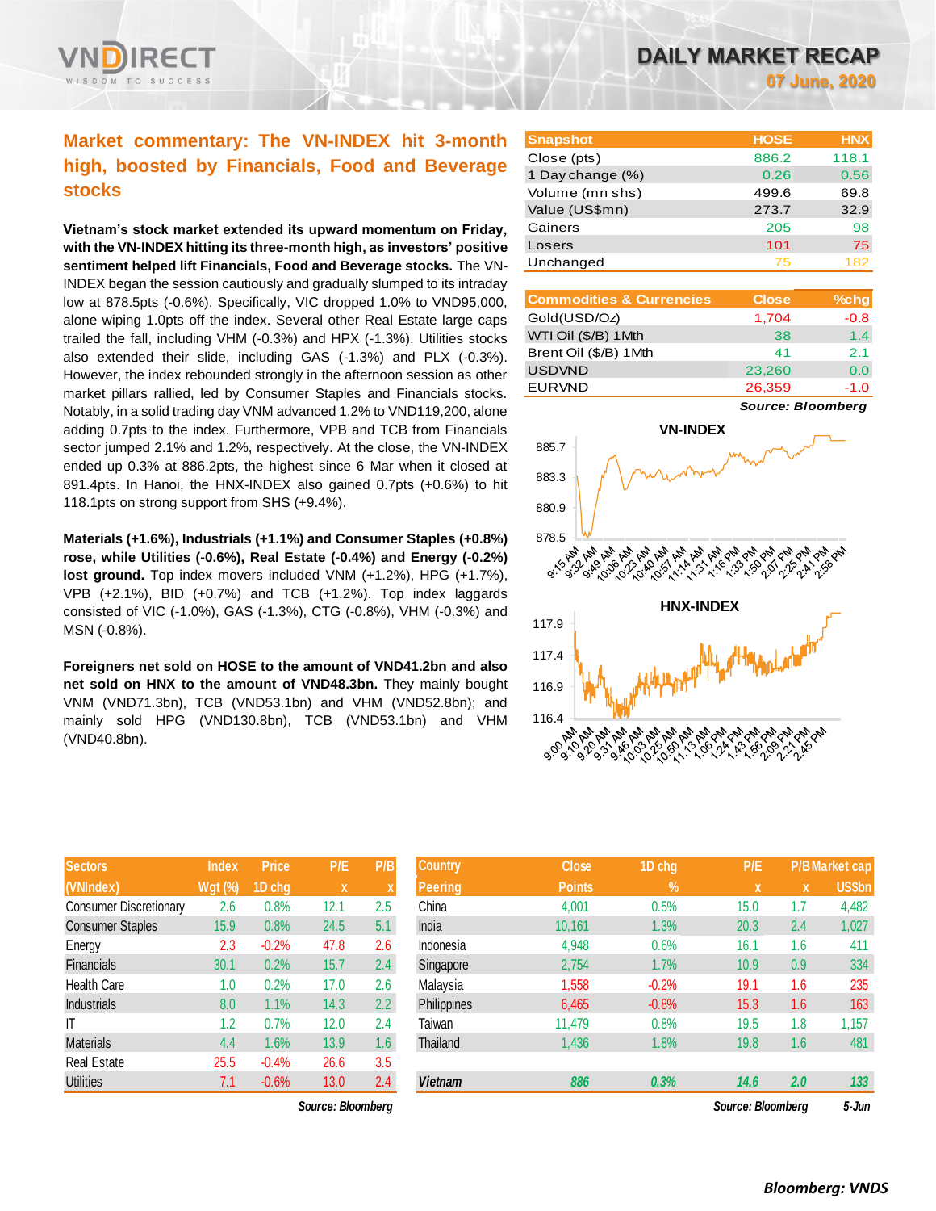# DAILY MARKET RECAP

**07 June, 2020**

## Market commentary: The VN-INDEX hit 3-month high, boosted by Financials, Food and Beverage stocks

**Vietnam's stock market extended its upward momentum on Friday, with the VN-INDEX hitting its three-month high, as investors' positive sentiment helped lift Financials, Food and Beverage stocks.** The VN-INDEX began the session cautiously and gradually slumped to its intraday low at 878.5pts (-0.6%). Specifically, VIC dropped 1.0% to VND95,000, alone wiping 1.0pts off the index. Several other Real Estate large caps trailed the fall, including VHM (-0.3%) and HPX (-1.3%). Utilities stocks also extended their slide, including GAS (-1.3%) and PLX (-0.3%). However, the index rebounded strongly in the afternoon session as other market pillars rallied, led by Consumer Staples and Financials stocks. Notably, in a solid trading day VNM advanced 1.2% to VND119,200, alone adding 0.7pts to the index. Furthermore, VPB and TCB from Financials sector jumped 2.1% and 1.2%, respectively. At the close, the VN-INDEX ended up 0.3% at 886.2pts, the highest since 6 Mar when it closed at 891.4pts. In Hanoi, the HNX-INDEX also gained 0.7pts (+0.6%) to hit 118.1pts on strong support from SHS (+9.4%).

**Materials (+1.6%), Industrials (+1.1%) and Consumer Staples (+0.8%) rose, while Utilities (-0.6%), Real Estate (-0.4%) and Energy (-0.2%) lost ground.** Top index movers included VNM (+1.2%), HPG (+1.7%), VPB (+2.1%), BID (+0.7%) and TCB (+1.2%). Top index laggards consisted of VIC (-1.0%), GAS (-1.3%), CTG (-0.8%), VHM (-0.3%) and MSN (-0.8%).

**Foreigners net sold on HOSE to the amount of VND41.2bn and also net sold on HNX to the amount of VND48.3bn.** They mainly bought VNM (VND71.3bn), TCB (VND53.1bn) and VHM (VND52.8bn); and mainly sold HPG (VND130.8bn), TCB (VND53.1bn) and VHM (VND40.8bn).

| Snapshot | HOSE | HNX |
|---|---|---|
| Close (pts) | 886.2 | 118.1 |
| 1 Day change (%) | 0.26 | 0.56 |
| Volume (mn shs) | 499.6 | 69.8 |
| Value (US$mn) | 273.7 | 32.9 |
| Gainers | 205 | 98 |
| Losers | 101 | 75 |
| Unchanged | 75 | 182 |

| Commodities & Currencies | Close | %chg |
|---|---|---|
| Gold(USD/Oz) | 1,704 | -0.8 |
| WTI Oil ($/B) 1Mth | 38 | 1.4 |
| Brent Oil ($/B) 1Mth | 41 | 2.1 |
| USDVND | 23,260 | 0.0 |
| EURVND | 26,359 | -1.0 |

*Source: Bloomberg*

VN-INDEX

HNX-INDEX

| Sectors (VNIndex) | Index Wgt (%) | Price 1D chg | P/E x | P/B x |
|---|---|---|---|---|
| Consumer Discretionary | 2.6 | 0.8% | 12.1 | 2.5 |
| Consumer Staples | 15.9 | 0.8% | 24.5 | 5.1 |
| Energy | 2.3 | -0.2% | 47.8 | 2.6 |
| Financials | 30.1 | 0.2% | 15.7 | 2.4 |
| Health Care | 1.0 | 0.2% | 17.0 | 2.6 |
| Industrials | 8.0 | 1.1% | 14.3 | 2.2 |
| IT | 1.2 | 0.7% | 12.0 | 2.4 |
| Materials | 4.4 | 1.6% | 13.9 | 1.6 |
| Real Estate | 25.5 | -0.4% | 26.6 | 3.5 |
| Utilities | 7.1 | -0.6% | 13.0 | 2.4 |

*Source: Bloomberg*

| Country Peering | Close Points | 1D chg % | P/E x | P/B x | Market cap US$bn |
|---|---|---|---|---|---|
| China | 4,001 | 0.5% | 15.0 | 1.7 | 4,482 |
| India | 10,161 | 1.3% | 20.3 | 2.4 | 1,027 |
| Indonesia | 4,948 | 0.6% | 16.1 | 1.6 | 411 |
| Singapore | 2,754 | 1.7% | 10.9 | 0.9 | 334 |
| Malaysia | 1,558 | -0.2% | 19.1 | 1.6 | 235 |
| Philippines | 6,465 | -0.8% | 15.3 | 1.6 | 163 |
| Taiwan | 11,479 | 0.8% | 19.5 | 1.8 | 1,157 |
| Thailand | 1,436 | 1.8% | 19.8 | 1.6 | 481 |
| **Vietnam** | **886** | **0.3%** | **14.6** | **2.0** | **133** |

*Source: Bloomberg* 5-Jun

***Bloomberg: VNDS***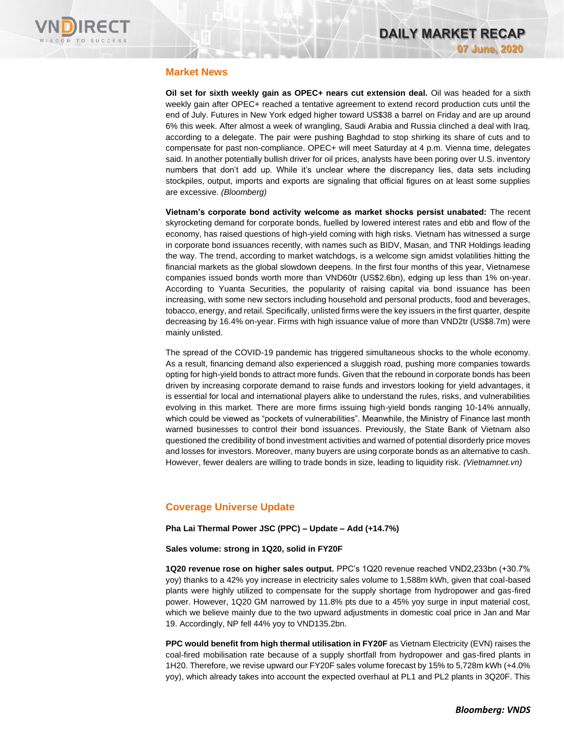## Market News

**Oil set for sixth weekly gain as OPEC+ nears cut extension deal.** Oil was headed for a sixth weekly gain after OPEC+ reached a tentative agreement to extend record production cuts until the end of July. Futures in New York edged higher toward US$38 a barrel on Friday and are up around 6% this week. After almost a week of wrangling, Saudi Arabia and Russia clinched a deal with Iraq, according to a delegate. The pair were pushing Baghdad to stop shirking its share of cuts and to compensate for past non-compliance. OPEC+ will meet Saturday at 4 p.m. Vienna time, delegates said. In another potentially bullish driver for oil prices, analysts have been poring over U.S. inventory numbers that don't add up. While it's unclear where the discrepancy lies, data sets including stockpiles, output, imports and exports are signaling that official figures on at least some supplies are excessive. *(Bloomberg)*

**Vietnam's corporate bond activity welcome as market shocks persist unabated:** The recent skyrocketing demand for corporate bonds, fuelled by lowered interest rates and ebb and flow of the economy, has raised questions of high-yield coming with high risks. Vietnam has witnessed a surge in corporate bond issuances recently, with names such as BIDV, Masan, and TNR Holdings leading the way. The trend, according to market watchdogs, is a welcome sign amidst volatilities hitting the financial markets as the global slowdown deepens. In the first four months of this year, Vietnamese companies issued bonds worth more than VND60tr (US$2.6bn), edging up less than 1% on-year. According to Yuanta Securities, the popularity of raising capital via bond issuance has been increasing, with some new sectors including household and personal products, food and beverages, tobacco, energy, and retail. Specifically, unlisted firms were the key issuers in the first quarter, despite decreasing by 16.4% on-year. Firms with high issuance value of more than VND2tr (US$8.7m) were mainly unlisted.

The spread of the COVID-19 pandemic has triggered simultaneous shocks to the whole economy. As a result, financing demand also experienced a sluggish road, pushing more companies towards opting for high-yield bonds to attract more funds. Given that the rebound in corporate bonds has been driven by increasing corporate demand to raise funds and investors looking for yield advantages, it is essential for local and international players alike to understand the rules, risks, and vulnerabilities evolving in this market. There are more firms issuing high-yield bonds ranging 10-14% annually, which could be viewed as "pockets of vulnerabilities". Meanwhile, the Ministry of Finance last month warned businesses to control their bond issuances. Previously, the State Bank of Vietnam also questioned the credibility of bond investment activities and warned of potential disorderly price moves and losses for investors. Moreover, many buyers are using corporate bonds as an alternative to cash. However, fewer dealers are willing to trade bonds in size, leading to liquidity risk. *(Vietnamnet.vn)*

## Coverage Universe Update

**Pha Lai Thermal Power JSC (PPC) – Update – Add (+14.7%)**

**Sales volume: strong in 1Q20, solid in FY20F**

**1Q20 revenue rose on higher sales output.** PPC's 1Q20 revenue reached VND2,233bn (+30.7% yoy) thanks to a 42% yoy increase in electricity sales volume to 1,588m kWh, given that coal-based plants were highly utilized to compensate for the supply shortage from hydropower and gas-fired power. However, 1Q20 GM narrowed by 11.8% pts due to a 45% yoy surge in input material cost, which we believe mainly due to the two upward adjustments in domestic coal price in Jan and Mar 19. Accordingly, NP fell 44% yoy to VND135.2bn.

**PPC would benefit from high thermal utilisation in FY20F** as Vietnam Electricity (EVN) raises the coal-fired mobilisation rate because of a supply shortfall from hydropower and gas-fired plants in 1H20. Therefore, we revise upward our FY20F sales volume forecast by 15% to 5,728m kWh (+4.0% yoy), which already takes into account the expected overhaul at PL1 and PL2 plants in 3Q20F. This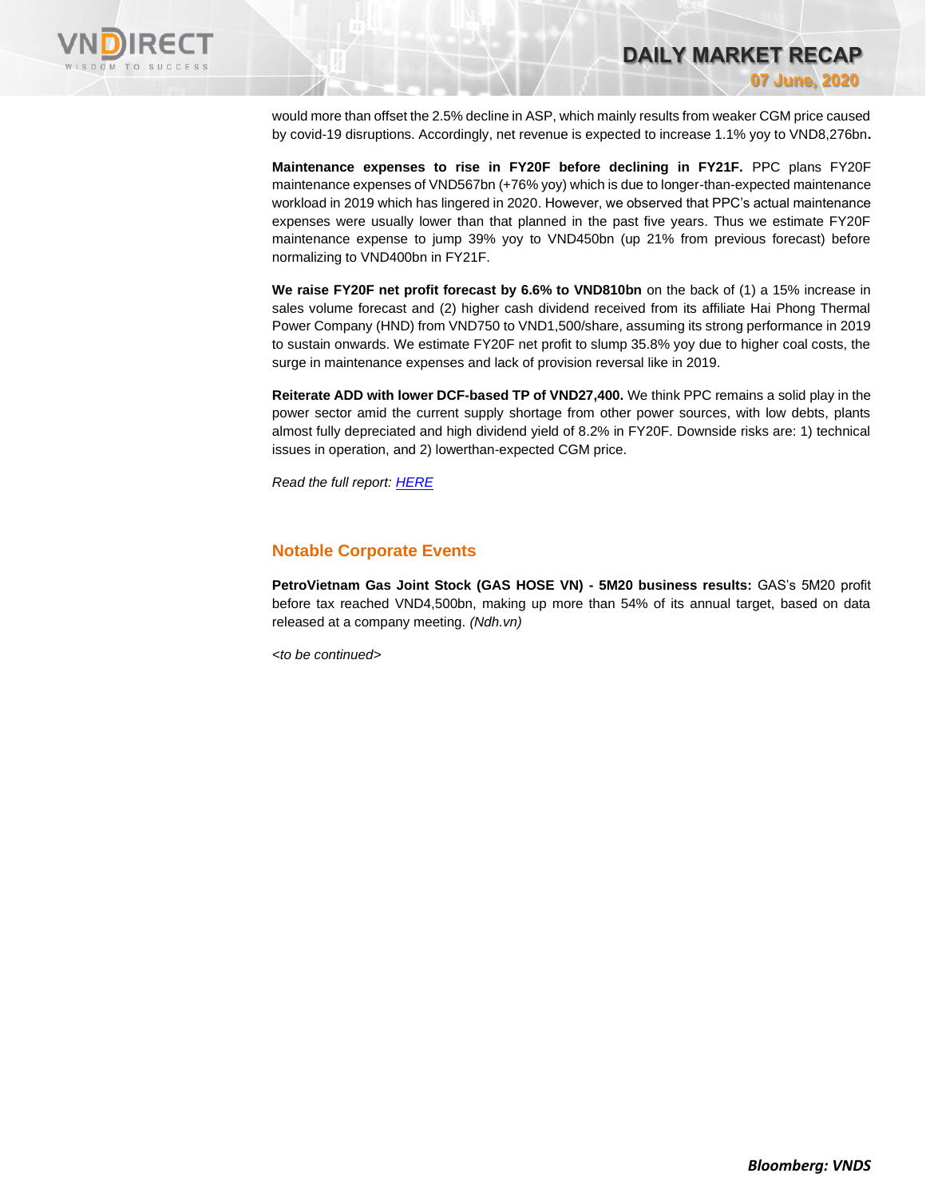would more than offset the 2.5% decline in ASP, which mainly results from weaker CGM price caused by covid-19 disruptions. Accordingly, net revenue is expected to increase 1.1% yoy to VND8,276bn**.**

**Maintenance expenses to rise in FY20F before declining in FY21F.** PPC plans FY20F maintenance expenses of VND567bn (+76% yoy) which is due to longer-than-expected maintenance workload in 2019 which has lingered in 2020. However, we observed that PPC's actual maintenance expenses were usually lower than that planned in the past five years. Thus we estimate FY20F maintenance expense to jump 39% yoy to VND450bn (up 21% from previous forecast) before normalizing to VND400bn in FY21F.

**We raise FY20F net profit forecast by 6.6% to VND810bn** on the back of (1) a 15% increase in sales volume forecast and (2) higher cash dividend received from its affiliate Hai Phong Thermal Power Company (HND) from VND750 to VND1,500/share, assuming its strong performance in 2019 to sustain onwards. We estimate FY20F net profit to slump 35.8% yoy due to higher coal costs, the surge in maintenance expenses and lack of provision reversal like in 2019.

**Reiterate ADD with lower DCF-based TP of VND27,400.** We think PPC remains a solid play in the power sector amid the current supply shortage from other power sources, with low debts, plants almost fully depreciated and high dividend yield of 8.2% in FY20F. Downside risks are: 1) technical issues in operation, and 2) lowerthan-expected CGM price.

*Read the full report: HERE*

## Notable Corporate Events

**PetroVietnam Gas Joint Stock (GAS HOSE VN) - 5M20 business results:** GAS's 5M20 profit before tax reached VND4,500bn, making up more than 54% of its annual target, based on data released at a company meeting. *(Ndh.vn)*

*<to be continued>*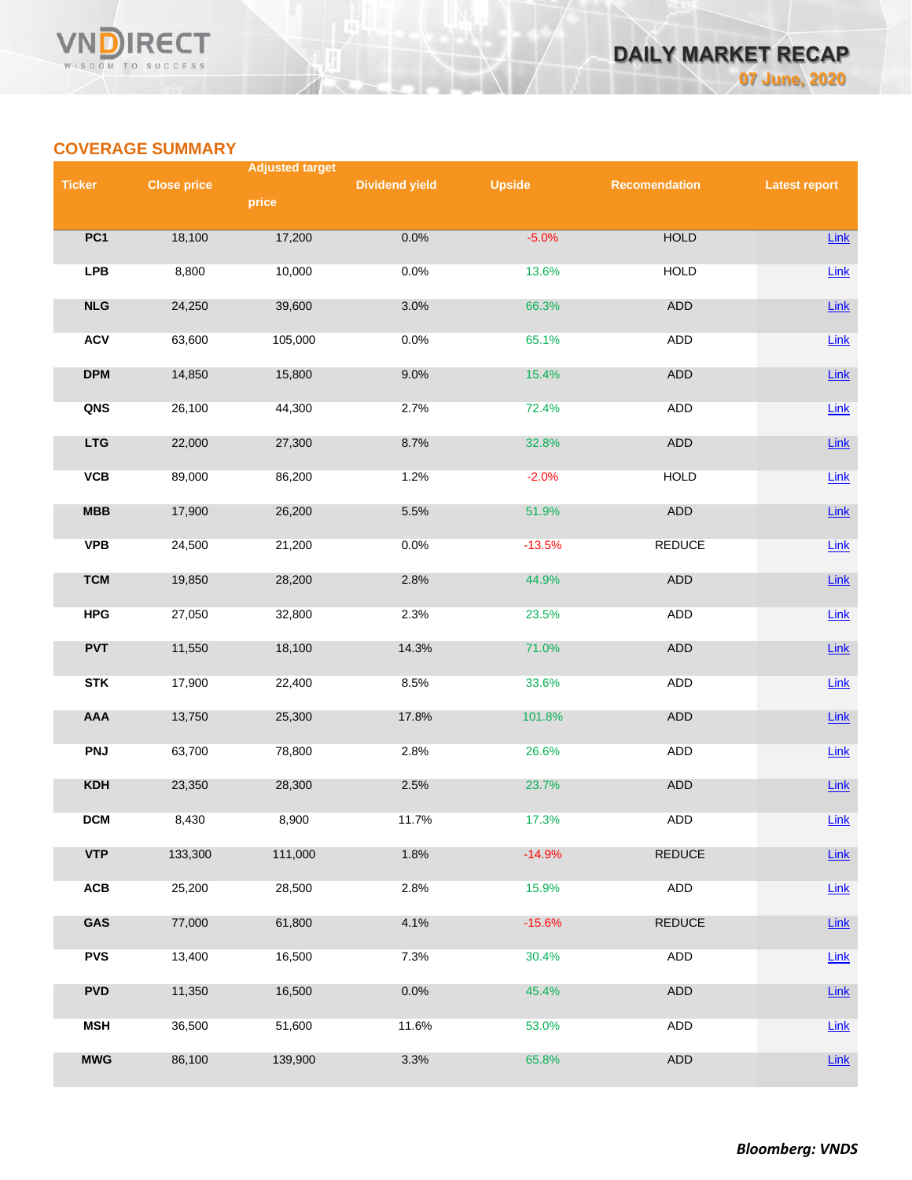## COVERAGE SUMMARY

| Ticker | Close price | Adjusted target price | Dividend yield | Upside | Recomendation | Latest report |
|---|---|---|---|---|---|---|
| PC1 | 18,100 | 17,200 | 0.0% | -5.0% | HOLD | Link |
| LPB | 8,800 | 10,000 | 0.0% | 13.6% | HOLD | Link |
| NLG | 24,250 | 39,600 | 3.0% | 66.3% | ADD | Link |
| ACV | 63,600 | 105,000 | 0.0% | 65.1% | ADD | Link |
| DPM | 14,850 | 15,800 | 9.0% | 15.4% | ADD | Link |
| QNS | 26,100 | 44,300 | 2.7% | 72.4% | ADD | Link |
| LTG | 22,000 | 27,300 | 8.7% | 32.8% | ADD | Link |
| VCB | 89,000 | 86,200 | 1.2% | -2.0% | HOLD | Link |
| MBB | 17,900 | 26,200 | 5.5% | 51.9% | ADD | Link |
| VPB | 24,500 | 21,200 | 0.0% | -13.5% | REDUCE | Link |
| TCM | 19,850 | 28,200 | 2.8% | 44.9% | ADD | Link |
| HPG | 27,050 | 32,800 | 2.3% | 23.5% | ADD | Link |
| PVT | 11,550 | 18,100 | 14.3% | 71.0% | ADD | Link |
| STK | 17,900 | 22,400 | 8.5% | 33.6% | ADD | Link |
| AAA | 13,750 | 25,300 | 17.8% | 101.8% | ADD | Link |
| PNJ | 63,700 | 78,800 | 2.8% | 26.6% | ADD | Link |
| KDH | 23,350 | 28,300 | 2.5% | 23.7% | ADD | Link |
| DCM | 8,430 | 8,900 | 11.7% | 17.3% | ADD | Link |
| VTP | 133,300 | 111,000 | 1.8% | -14.9% | REDUCE | Link |
| ACB | 25,200 | 28,500 | 2.8% | 15.9% | ADD | Link |
| GAS | 77,000 | 61,800 | 4.1% | -15.6% | REDUCE | Link |
| PVS | 13,400 | 16,500 | 7.3% | 30.4% | ADD | Link |
| PVD | 11,350 | 16,500 | 0.0% | 45.4% | ADD | Link |
| MSH | 36,500 | 51,600 | 11.6% | 53.0% | ADD | Link |
| MWG | 86,100 | 139,900 | 3.3% | 65.8% | ADD | Link |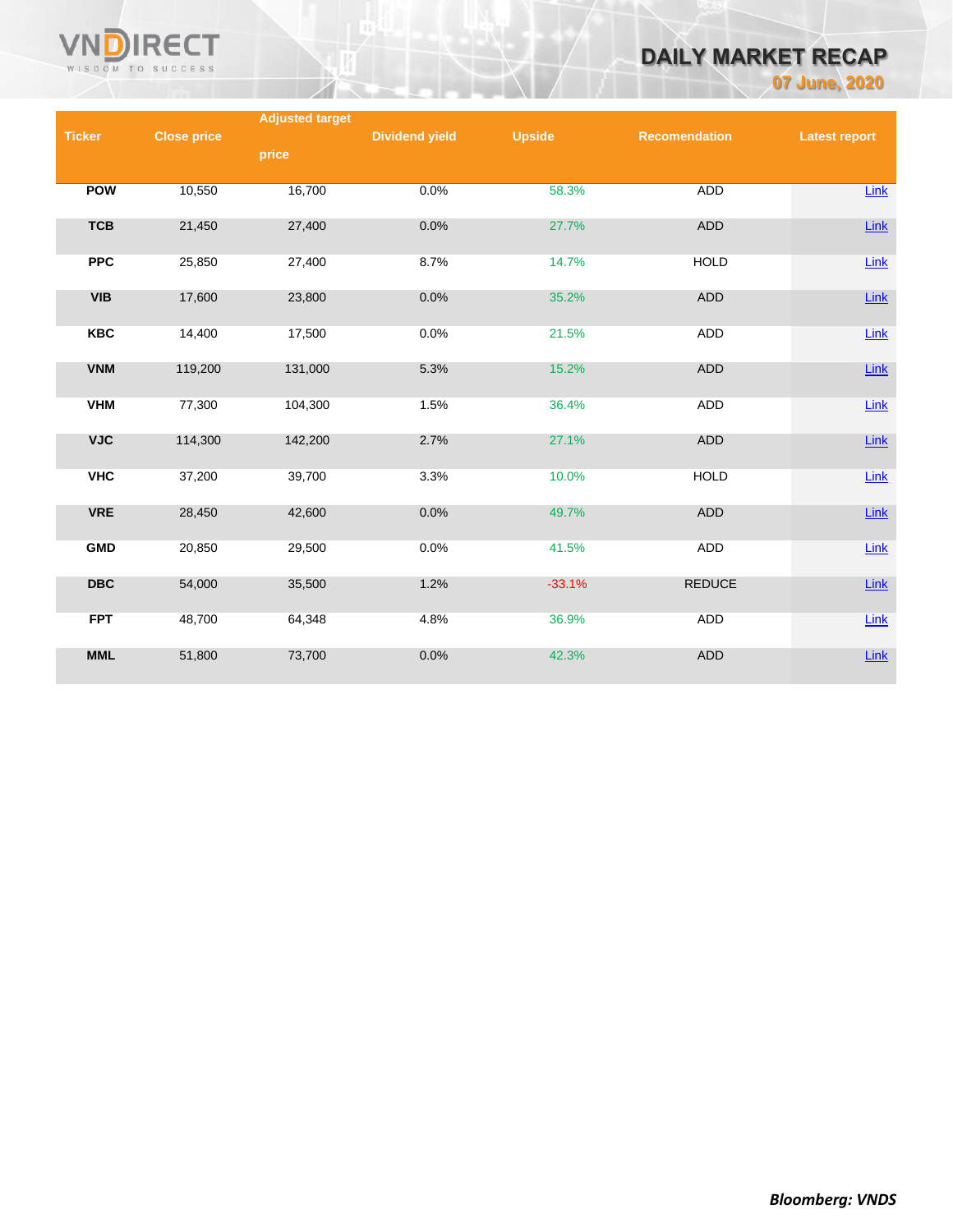| Ticker | Close price | Adjusted target price | Dividend yield | Upside | Recomendation | Latest report |
|---|---|---|---|---|---|---|
| POW | 10,550 | 16,700 | 0.0% | 58.3% | ADD | Link |
| TCB | 21,450 | 27,400 | 0.0% | 27.7% | ADD | Link |
| PPC | 25,850 | 27,400 | 8.7% | 14.7% | HOLD | Link |
| VIB | 17,600 | 23,800 | 0.0% | 35.2% | ADD | Link |
| KBC | 14,400 | 17,500 | 0.0% | 21.5% | ADD | Link |
| VNM | 119,200 | 131,000 | 5.3% | 15.2% | ADD | Link |
| VHM | 77,300 | 104,300 | 1.5% | 36.4% | ADD | Link |
| VJC | 114,300 | 142,200 | 2.7% | 27.1% | ADD | Link |
| VHC | 37,200 | 39,700 | 3.3% | 10.0% | HOLD | Link |
| VRE | 28,450 | 42,600 | 0.0% | 49.7% | ADD | Link |
| GMD | 20,850 | 29,500 | 0.0% | 41.5% | ADD | Link |
| DBC | 54,000 | 35,500 | 1.2% | -33.1% | REDUCE | Link |
| FPT | 48,700 | 64,348 | 4.8% | 36.9% | ADD | Link |
| MML | 51,800 | 73,700 | 0.0% | 42.3% | ADD | Link |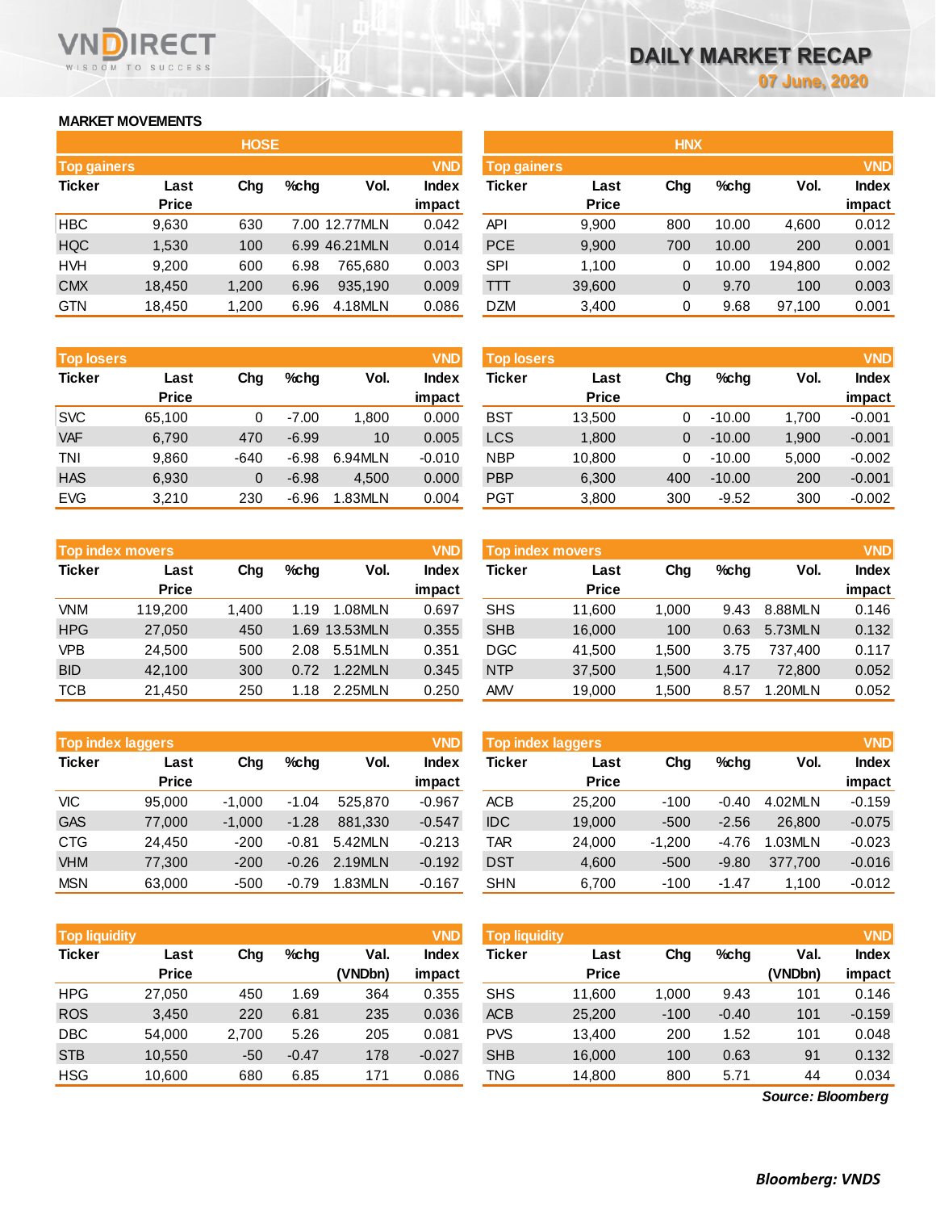# DAILY MARKET RECAP

07 June, 2020

## MARKET MOVEMENTS

### HOSE

**Top gainers** (VND)

| Ticker | Last Price | Chg | %chg | Vol. | Index impact |
|---|---|---|---|---|---|
| HBC | 9,630 | 630 | 7.00 | 12.77MLN | 0.042 |
| HQC | 1,530 | 100 | 6.99 | 46.21MLN | 0.014 |
| HVH | 9,200 | 600 | 6.98 | 765,680 | 0.003 |
| CMX | 18,450 | 1,200 | 6.96 | 935,190 | 0.009 |
| GTN | 18,450 | 1,200 | 6.96 | 4.18MLN | 0.086 |

**Top losers** (VND)

| Ticker | Last Price | Chg | %chg | Vol. | Index impact |
|---|---|---|---|---|---|
| SVC | 65,100 | 0 | -7.00 | 1,800 | 0.000 |
| VAF | 6,790 | 470 | -6.99 | 10 | 0.005 |
| TNI | 9,860 | -640 | -6.98 | 6.94MLN | -0.010 |
| HAS | 6,930 | 0 | -6.98 | 4,500 | 0.000 |
| EVG | 3,210 | 230 | -6.96 | 1.83MLN | 0.004 |

**Top index movers** (VND)

| Ticker | Last Price | Chg | %chg | Vol. | Index impact |
|---|---|---|---|---|---|
| VNM | 119,200 | 1,400 | 1.19 | 1.08MLN | 0.697 |
| HPG | 27,050 | 450 | 1.69 | 13.53MLN | 0.355 |
| VPB | 24,500 | 500 | 2.08 | 5.51MLN | 0.351 |
| BID | 42,100 | 300 | 0.72 | 1.22MLN | 0.345 |
| TCB | 21,450 | 250 | 1.18 | 2.25MLN | 0.250 |

**Top index laggers** (VND)

| Ticker | Last Price | Chg | %chg | Vol. | Index impact |
|---|---|---|---|---|---|
| VIC | 95,000 | -1,000 | -1.04 | 525,870 | -0.967 |
| GAS | 77,000 | -1,000 | -1.28 | 881,330 | -0.547 |
| CTG | 24,450 | -200 | -0.81 | 5.42MLN | -0.213 |
| VHM | 77,300 | -200 | -0.26 | 2.19MLN | -0.192 |
| MSN | 63,000 | -500 | -0.79 | 1.83MLN | -0.167 |

**Top liquidity** (VND)

| Ticker | Last Price | Chg | %chg | Val. (VNDbn) | Index impact |
|---|---|---|---|---|---|
| HPG | 27,050 | 450 | 1.69 | 364 | 0.355 |
| ROS | 3,450 | 220 | 6.81 | 235 | 0.036 |
| DBC | 54,000 | 2,700 | 5.26 | 205 | 0.081 |
| STB | 10,550 | -50 | -0.47 | 178 | -0.027 |
| HSG | 10,600 | 680 | 6.85 | 171 | 0.086 |

### HNX

**Top gainers** (VND)

| Ticker | Last Price | Chg | %chg | Vol. | Index impact |
|---|---|---|---|---|---|
| API | 9,900 | 800 | 10.00 | 4,600 | 0.012 |
| PCE | 9,900 | 700 | 10.00 | 200 | 0.001 |
| SPI | 1,100 | 0 | 10.00 | 194,800 | 0.002 |
| TTT | 39,600 | 0 | 9.70 | 100 | 0.003 |
| DZM | 3,400 | 0 | 9.68 | 97,100 | 0.001 |

**Top losers** (VND)

| Ticker | Last Price | Chg | %chg | Vol. | Index impact |
|---|---|---|---|---|---|
| BST | 13,500 | 0 | -10.00 | 1,700 | -0.001 |
| LCS | 1,800 | 0 | -10.00 | 1,900 | -0.001 |
| NBP | 10,800 | 0 | -10.00 | 5,000 | -0.002 |
| PBP | 6,300 | 400 | -10.00 | 200 | -0.001 |
| PGT | 3,800 | 300 | -9.52 | 300 | -0.002 |

**Top index movers** (VND)

| Ticker | Last Price | Chg | %chg | Vol. | Index impact |
|---|---|---|---|---|---|
| SHS | 11,600 | 1,000 | 9.43 | 8.88MLN | 0.146 |
| SHB | 16,000 | 100 | 0.63 | 5.73MLN | 0.132 |
| DGC | 41,500 | 1,500 | 3.75 | 737,400 | 0.117 |
| NTP | 37,500 | 1,500 | 4.17 | 72,800 | 0.052 |
| AMV | 19,000 | 1,500 | 8.57 | 1.20MLN | 0.052 |

**Top index laggers** (VND)

| Ticker | Last Price | Chg | %chg | Vol. | Index impact |
|---|---|---|---|---|---|
| ACB | 25,200 | -100 | -0.40 | 4.02MLN | -0.159 |
| IDC | 19,000 | -500 | -2.56 | 26,800 | -0.075 |
| TAR | 24,000 | -1,200 | -4.76 | 1.03MLN | -0.023 |
| DST | 4,600 | -500 | -9.80 | 377,700 | -0.016 |
| SHN | 6,700 | -100 | -1.47 | 1,100 | -0.012 |

**Top liquidity** (VND)

| Ticker | Last Price | Chg | %chg | Val. (VNDbn) | Index impact |
|---|---|---|---|---|---|
| SHS | 11,600 | 1,000 | 9.43 | 101 | 0.146 |
| ACB | 25,200 | -100 | -0.40 | 101 | -0.159 |
| PVS | 13,400 | 200 | 1.52 | 101 | 0.048 |
| SHB | 16,000 | 100 | 0.63 | 91 | 0.132 |
| TNG | 14,800 | 800 | 5.71 | 44 | 0.034 |

*Source: Bloomberg*

***Bloomberg: VNDS***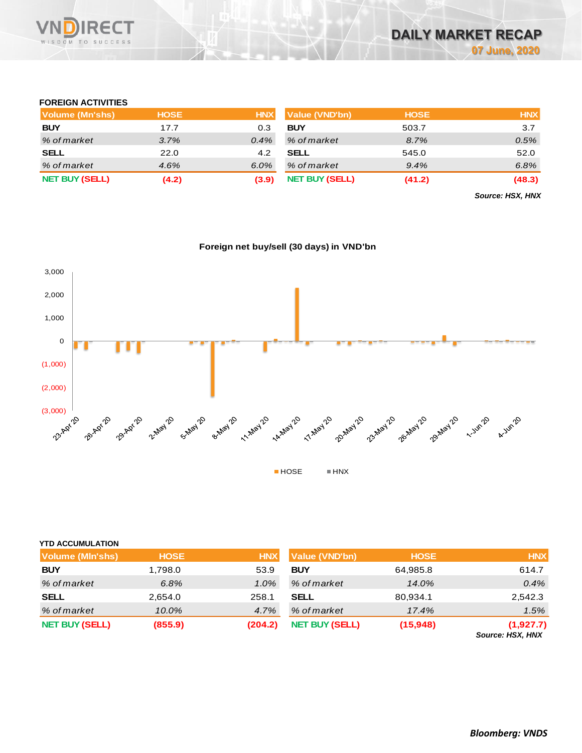## FOREIGN ACTIVITIES

| Volume (Mn'shs) | HOSE | HNX |
|---|---|---|
| **BUY** | 17.7 | 0.3 |
| *% of market* | *3.7%* | *0.4%* |
| **SELL** | 22.0 | 4.2 |
| *% of market* | *4.6%* | *6.0%* |
| **NET BUY (SELL)** | **(4.2)** | **(3.9)** |

| Value (VND'bn) | HOSE | HNX |
|---|---|---|
| **BUY** | 503.7 | 3.7 |
| *% of market* | *8.7%* | *0.5%* |
| **SELL** | 545.0 | 52.0 |
| *% of market* | *9.4%* | *6.8%* |
| **NET BUY (SELL)** | **(41.2)** | **(48.3)** |

***Source: HSX, HNX***

**Foreign net buy/sell (30 days) in VND'bn**

## YTD ACCUMULATION

| Volume (Mln'shs) | HOSE | HNX |
|---|---|---|
| **BUY** | 1,798.0 | 53.9 |
| *% of market* | *6.8%* | *1.0%* |
| **SELL** | 2,654.0 | 258.1 |
| *% of market* | *10.0%* | *4.7%* |
| **NET BUY (SELL)** | **(855.9)** | **(204.2)** |

| Value (VND'bn) | HOSE | HNX |
|---|---|---|
| **BUY** | 64,985.8 | 614.7 |
| *% of market* | *14.0%* | *0.4%* |
| **SELL** | 80,934.1 | 2,542.3 |
| *% of market* | *17.4%* | *1.5%* |
| **NET BUY (SELL)** | **(15,948)** | **(1,927.7)** |

***Source: HSX, HNX***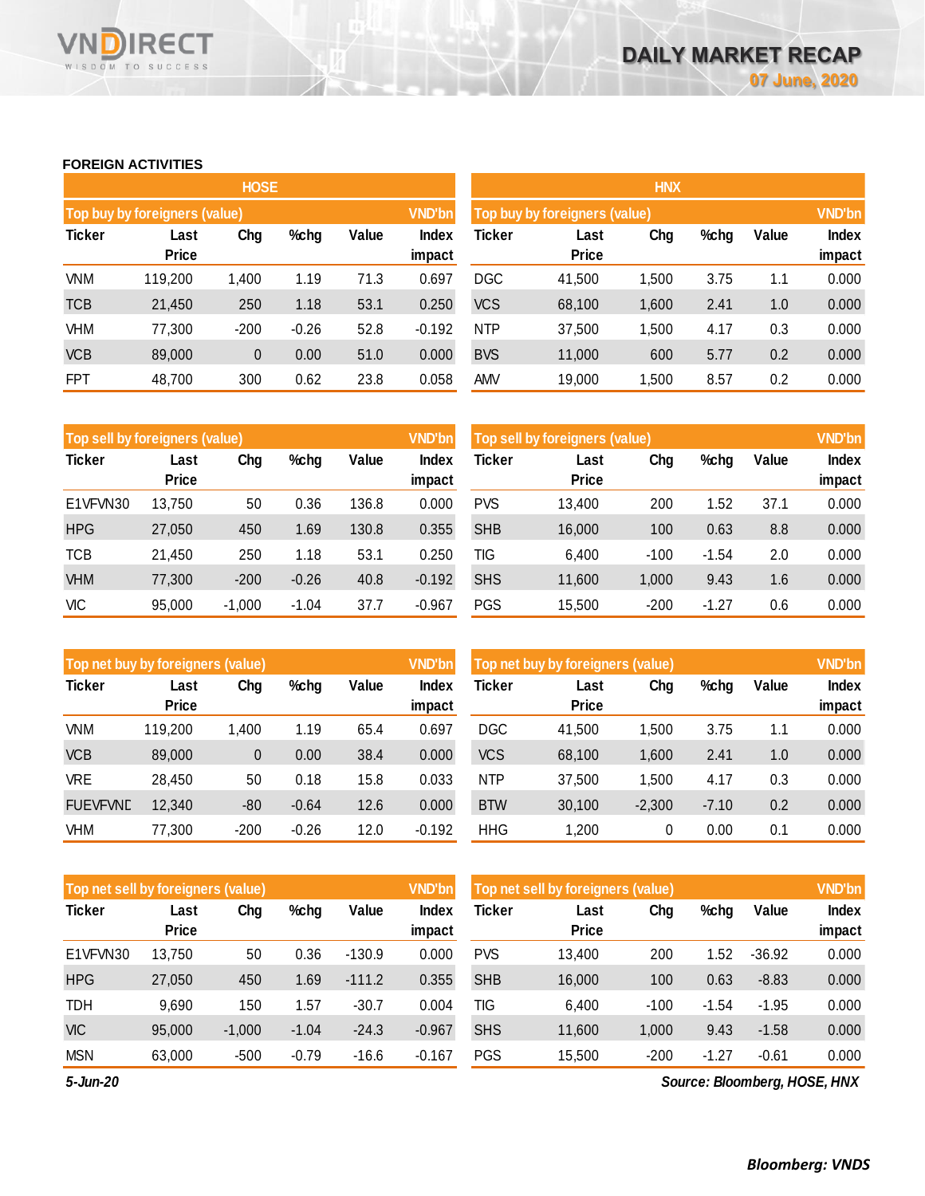## FOREIGN ACTIVITIES

### HOSE

**Top buy by foreigners (value)** — VND'bn

| Ticker | Last Price | Chg | %chg | Value | Index impact |
|---|---|---|---|---|---|
| VNM | 119,200 | 1,400 | 1.19 | 71.3 | 0.697 |
| TCB | 21,450 | 250 | 1.18 | 53.1 | 0.250 |
| VHM | 77,300 | -200 | -0.26 | 52.8 | -0.192 |
| VCB | 89,000 | 0 | 0.00 | 51.0 | 0.000 |
| FPT | 48,700 | 300 | 0.62 | 23.8 | 0.058 |

**Top sell by foreigners (value)** — VND'bn

| Ticker | Last Price | Chg | %chg | Value | Index impact |
|---|---|---|---|---|---|
| E1VFVN30 | 13,750 | 50 | 0.36 | 136.8 | 0.000 |
| HPG | 27,050 | 450 | 1.69 | 130.8 | 0.355 |
| TCB | 21,450 | 250 | 1.18 | 53.1 | 0.250 |
| VHM | 77,300 | -200 | -0.26 | 40.8 | -0.192 |
| VIC | 95,000 | -1,000 | -1.04 | 37.7 | -0.967 |

**Top net buy by foreigners (value)** — VND'bn

| Ticker | Last Price | Chg | %chg | Value | Index impact |
|---|---|---|---|---|---|
| VNM | 119,200 | 1,400 | 1.19 | 65.4 | 0.697 |
| VCB | 89,000 | 0 | 0.00 | 38.4 | 0.000 |
| VRE | 28,450 | 50 | 0.18 | 15.8 | 0.033 |
| FUEVFVNE | 12,340 | -80 | -0.64 | 12.6 | 0.000 |
| VHM | 77,300 | -200 | -0.26 | 12.0 | -0.192 |

**Top net sell by foreigners (value)** — VND'bn

| Ticker | Last Price | Chg | %chg | Value | Index impact |
|---|---|---|---|---|---|
| E1VFVN30 | 13,750 | 50 | 0.36 | -130.9 | 0.000 |
| HPG | 27,050 | 450 | 1.69 | -111.2 | 0.355 |
| TDH | 9,690 | 150 | 1.57 | -30.7 | 0.004 |
| VIC | 95,000 | -1,000 | -1.04 | -24.3 | -0.967 |
| MSN | 63,000 | -500 | -0.79 | -16.6 | -0.167 |

### HNX

**Top buy by foreigners (value)** — VND'bn

| Ticker | Last Price | Chg | %chg | Value | Index impact |
|---|---|---|---|---|---|
| DGC | 41,500 | 1,500 | 3.75 | 1.1 | 0.000 |
| VCS | 68,100 | 1,600 | 2.41 | 1.0 | 0.000 |
| NTP | 37,500 | 1,500 | 4.17 | 0.3 | 0.000 |
| BVS | 11,000 | 600 | 5.77 | 0.2 | 0.000 |
| AMV | 19,000 | 1,500 | 8.57 | 0.2 | 0.000 |

**Top sell by foreigners (value)** — VND'bn

| Ticker | Last Price | Chg | %chg | Value | Index impact |
|---|---|---|---|---|---|
| PVS | 13,400 | 200 | 1.52 | 37.1 | 0.000 |
| SHB | 16,000 | 100 | 0.63 | 8.8 | 0.000 |
| TIG | 6,400 | -100 | -1.54 | 2.0 | 0.000 |
| SHS | 11,600 | 1,000 | 9.43 | 1.6 | 0.000 |
| PGS | 15,500 | -200 | -1.27 | 0.6 | 0.000 |

**Top net buy by foreigners (value)** — VND'bn

| Ticker | Last Price | Chg | %chg | Value | Index impact |
|---|---|---|---|---|---|
| DGC | 41,500 | 1,500 | 3.75 | 1.1 | 0.000 |
| VCS | 68,100 | 1,600 | 2.41 | 1.0 | 0.000 |
| NTP | 37,500 | 1,500 | 4.17 | 0.3 | 0.000 |
| BTW | 30,100 | -2,300 | -7.10 | 0.2 | 0.000 |
| HHG | 1,200 | 0 | 0.00 | 0.1 | 0.000 |

**Top net sell by foreigners (value)** — VND'bn

| Ticker | Last Price | Chg | %chg | Value | Index impact |
|---|---|---|---|---|---|
| PVS | 13,400 | 200 | 1.52 | -36.92 | 0.000 |
| SHB | 16,000 | 100 | 0.63 | -8.83 | 0.000 |
| TIG | 6,400 | -100 | -1.54 | -1.95 | 0.000 |
| SHS | 11,600 | 1,000 | 9.43 | -1.58 | 0.000 |
| PGS | 15,500 | -200 | -1.27 | -0.61 | 0.000 |

*5-Jun-20*

*Source: Bloomberg, HOSE, HNX*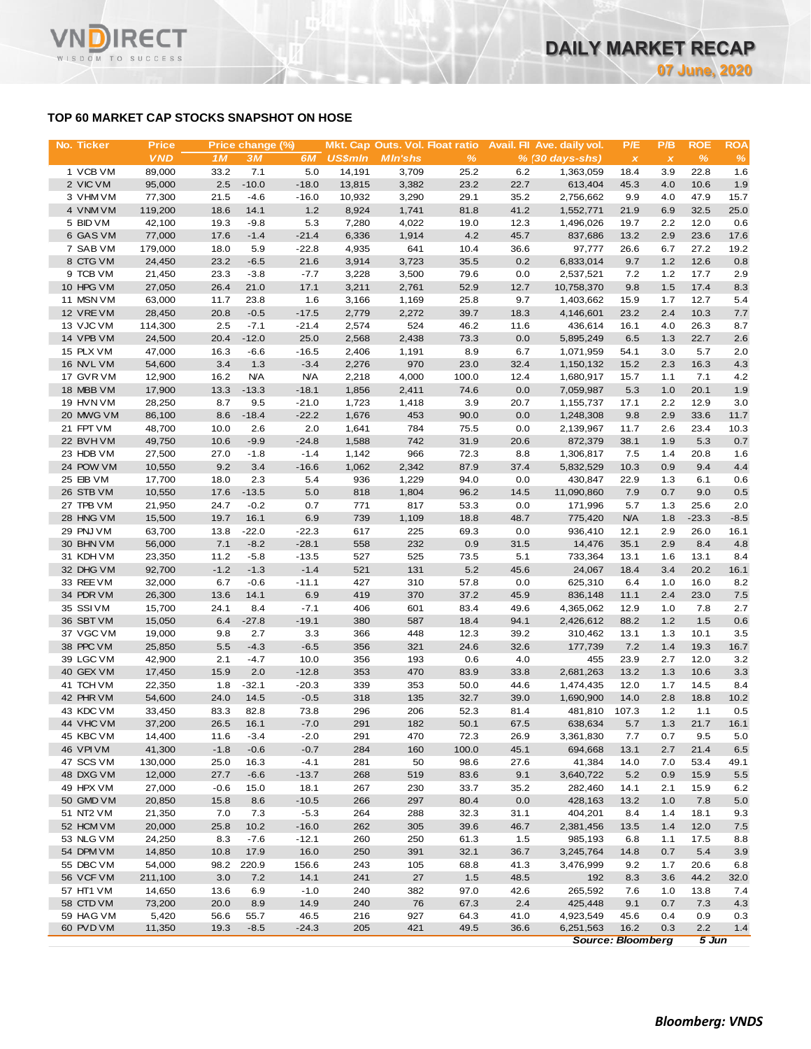## TOP 60 MARKET CAP STOCKS SNAPSHOT ON HOSE

| No. | Ticker | Price | Price change (%) | | | Mkt. Cap | Outs. Vol. | Float ratio | Avail. FII | Ave. daily vol. | P/E | P/B | ROE | ROA |
|---|---|---|---|---|---|---|---|---|---|---|---|---|---|---|
| | | VND | 1M | 3M | 6M | US$mln | Mln'shs | % | % | (30 days-shs) | x | x | % | % |
| 1 | VCB VM | 89,000 | 33.2 | 7.1 | 5.0 | 14,191 | 3,709 | 25.2 | 6.2 | 1,363,059 | 18.4 | 3.9 | 22.8 | 1.6 |
| 2 | VIC VM | 95,000 | 2.5 | -10.0 | -18.0 | 13,815 | 3,382 | 23.2 | 22.7 | 613,404 | 45.3 | 4.0 | 10.6 | 1.9 |
| 3 | VHM VM | 77,300 | 21.5 | -4.6 | -16.0 | 10,932 | 3,290 | 29.1 | 35.2 | 2,756,662 | 9.9 | 4.0 | 47.9 | 15.7 |
| 4 | VNM VM | 119,200 | 18.6 | 14.1 | 1.2 | 8,924 | 1,741 | 81.8 | 41.2 | 1,552,771 | 21.9 | 6.9 | 32.5 | 25.0 |
| 5 | BID VM | 42,100 | 19.3 | -9.8 | 5.3 | 7,280 | 4,022 | 19.0 | 12.3 | 1,496,026 | 19.7 | 2.2 | 12.0 | 0.6 |
| 6 | GAS VM | 77,000 | 17.6 | -1.4 | -21.4 | 6,336 | 1,914 | 4.2 | 45.7 | 837,686 | 13.2 | 2.9 | 23.6 | 17.6 |
| 7 | SAB VM | 179,000 | 18.0 | 5.9 | -22.8 | 4,935 | 641 | 10.4 | 36.6 | 97,777 | 26.6 | 6.7 | 27.2 | 19.2 |
| 8 | CTG VM | 24,450 | 23.2 | -6.5 | 21.6 | 3,914 | 3,723 | 35.5 | 0.2 | 6,833,014 | 9.7 | 1.2 | 12.6 | 0.8 |
| 9 | TCB VM | 21,450 | 23.3 | -3.8 | -7.7 | 3,228 | 3,500 | 79.6 | 0.0 | 2,537,521 | 7.2 | 1.2 | 17.7 | 2.9 |
| 10 | HPG VM | 27,050 | 26.4 | 21.0 | 17.1 | 3,211 | 2,761 | 52.9 | 12.7 | 10,758,370 | 9.8 | 1.5 | 17.4 | 8.3 |
| 11 | MSN VM | 63,000 | 11.7 | 23.8 | 1.6 | 3,166 | 1,169 | 25.8 | 9.7 | 1,403,662 | 15.9 | 1.7 | 12.7 | 5.4 |
| 12 | VRE VM | 28,450 | 20.8 | -0.5 | -17.5 | 2,779 | 2,272 | 39.7 | 18.3 | 4,146,601 | 23.2 | 2.4 | 10.3 | 7.7 |
| 13 | VJC VM | 114,300 | 2.5 | -7.1 | -21.4 | 2,574 | 524 | 46.2 | 11.6 | 436,614 | 16.1 | 4.0 | 26.3 | 8.7 |
| 14 | VPB VM | 24,500 | 20.4 | -12.0 | 25.0 | 2,568 | 2,438 | 73.3 | 0.0 | 5,895,249 | 6.5 | 1.3 | 22.7 | 2.6 |
| 15 | PLX VM | 47,000 | 16.3 | -6.6 | -16.5 | 2,406 | 1,191 | 8.9 | 6.7 | 1,071,959 | 54.1 | 3.0 | 5.7 | 2.0 |
| 16 | NVL VM | 54,600 | 3.4 | 1.3 | -3.4 | 2,276 | 970 | 23.0 | 32.4 | 1,150,132 | 15.2 | 2.3 | 16.3 | 4.3 |
| 17 | GVR VM | 12,900 | 16.2 | N/A | N/A | 2,218 | 4,000 | 100.0 | 12.4 | 1,680,917 | 15.7 | 1.1 | 7.1 | 4.2 |
| 18 | MBB VM | 17,900 | 13.3 | -13.3 | -18.1 | 1,856 | 2,411 | 74.6 | 0.0 | 7,059,987 | 5.3 | 1.0 | 20.1 | 1.9 |
| 19 | HVN VM | 28,250 | 8.7 | 9.5 | -21.0 | 1,723 | 1,418 | 3.9 | 20.7 | 1,155,737 | 17.1 | 2.2 | 12.9 | 3.0 |
| 20 | MWG VM | 86,100 | 8.6 | -18.4 | -22.2 | 1,676 | 453 | 90.0 | 0.0 | 1,248,308 | 9.8 | 2.9 | 33.6 | 11.7 |
| 21 | FPT VM | 48,700 | 10.0 | 2.6 | 2.0 | 1,641 | 784 | 75.5 | 0.0 | 2,139,967 | 11.7 | 2.6 | 23.4 | 10.3 |
| 22 | BVH VM | 49,750 | 10.6 | -9.9 | -24.8 | 1,588 | 742 | 31.9 | 20.6 | 872,379 | 38.1 | 1.9 | 5.3 | 0.7 |
| 23 | HDB VM | 27,500 | 27.0 | -1.8 | -1.4 | 1,142 | 966 | 72.3 | 8.8 | 1,306,817 | 7.5 | 1.4 | 20.8 | 1.6 |
| 24 | POW VM | 10,550 | 9.2 | 3.4 | -16.6 | 1,062 | 2,342 | 87.9 | 37.4 | 5,832,529 | 10.3 | 0.9 | 9.4 | 4.4 |
| 25 | EIB VM | 17,700 | 18.0 | 2.3 | 5.4 | 936 | 1,229 | 94.0 | 0.0 | 430,847 | 22.9 | 1.3 | 6.1 | 0.6 |
| 26 | STB VM | 10,550 | 17.6 | -13.5 | 5.0 | 818 | 1,804 | 96.2 | 14.5 | 11,090,860 | 7.9 | 0.7 | 9.0 | 0.5 |
| 27 | TPB VM | 21,950 | 24.7 | -0.2 | 0.7 | 771 | 817 | 53.3 | 0.0 | 171,996 | 5.7 | 1.3 | 25.6 | 2.0 |
| 28 | HNG VM | 15,500 | 19.7 | 16.1 | 6.9 | 739 | 1,109 | 18.8 | 48.7 | 775,420 | N/A | 1.8 | -23.3 | -8.5 |
| 29 | PNJ VM | 63,700 | 13.8 | -22.0 | -22.3 | 617 | 225 | 69.3 | 0.0 | 936,410 | 12.1 | 2.9 | 26.0 | 16.1 |
| 30 | BHN VM | 56,000 | 7.1 | -8.2 | -28.1 | 558 | 232 | 0.9 | 31.5 | 14,476 | 35.1 | 2.9 | 8.4 | 4.8 |
| 31 | KDH VM | 23,350 | 11.2 | -5.8 | -13.5 | 527 | 525 | 73.5 | 5.1 | 733,364 | 13.1 | 1.6 | 13.1 | 8.4 |
| 32 | DHG VM | 92,700 | -1.2 | -1.3 | -1.4 | 521 | 131 | 5.2 | 45.6 | 24,067 | 18.4 | 3.4 | 20.2 | 16.1 |
| 33 | REE VM | 32,000 | 6.7 | -0.6 | -11.1 | 427 | 310 | 57.8 | 0.0 | 625,310 | 6.4 | 1.0 | 16.0 | 8.2 |
| 34 | PDR VM | 26,300 | 13.6 | 14.1 | 6.9 | 419 | 370 | 37.2 | 45.9 | 836,148 | 11.1 | 2.4 | 23.0 | 7.5 |
| 35 | SSI VM | 15,700 | 24.1 | 8.4 | -7.1 | 406 | 601 | 83.4 | 49.6 | 4,365,062 | 12.9 | 1.0 | 7.8 | 2.7 |
| 36 | SBT VM | 15,050 | 6.4 | -27.8 | -19.1 | 380 | 587 | 18.4 | 94.1 | 2,426,612 | 88.2 | 1.2 | 1.5 | 0.6 |
| 37 | VGC VM | 19,000 | 9.8 | 2.7 | 3.3 | 366 | 448 | 12.3 | 39.2 | 310,462 | 13.1 | 1.3 | 10.1 | 3.5 |
| 38 | PPC VM | 25,850 | 5.5 | -4.3 | -6.5 | 356 | 321 | 24.6 | 32.6 | 177,739 | 7.2 | 1.4 | 19.3 | 16.7 |
| 39 | LGC VM | 42,900 | 2.1 | -4.7 | 10.0 | 356 | 193 | 0.6 | 4.0 | 455 | 23.9 | 2.7 | 12.0 | 3.2 |
| 40 | GEX VM | 17,450 | 15.9 | 2.0 | -12.8 | 353 | 470 | 83.9 | 33.8 | 2,681,263 | 13.2 | 1.3 | 10.6 | 3.3 |
| 41 | TCH VM | 22,350 | 1.8 | -32.1 | -20.3 | 339 | 353 | 50.0 | 44.6 | 1,474,435 | 12.0 | 1.7 | 14.5 | 8.4 |
| 42 | PHR VM | 54,600 | 24.0 | 14.5 | -0.5 | 318 | 135 | 32.7 | 39.0 | 1,690,900 | 14.0 | 2.8 | 18.8 | 10.2 |
| 43 | KDC VM | 33,450 | 83.3 | 82.8 | 73.8 | 296 | 206 | 52.3 | 81.4 | 481,810 | 107.3 | 1.2 | 1.1 | 0.5 |
| 44 | VHC VM | 37,200 | 26.5 | 16.1 | -7.0 | 291 | 182 | 50.1 | 67.5 | 638,634 | 5.7 | 1.3 | 21.7 | 16.1 |
| 45 | KBC VM | 14,400 | 11.6 | -3.4 | -2.0 | 291 | 470 | 72.3 | 26.9 | 3,361,830 | 7.7 | 0.7 | 9.5 | 5.0 |
| 46 | VPI VM | 41,300 | -1.8 | -0.6 | -0.7 | 284 | 160 | 100.0 | 45.1 | 694,668 | 13.1 | 2.7 | 21.4 | 6.5 |
| 47 | SCS VM | 130,000 | 25.0 | 16.3 | -4.1 | 281 | 50 | 98.6 | 27.6 | 41,384 | 14.0 | 7.0 | 53.4 | 49.1 |
| 48 | DXG VM | 12,000 | 27.7 | -6.6 | -13.7 | 268 | 519 | 83.6 | 9.1 | 3,640,722 | 5.2 | 0.9 | 15.9 | 5.5 |
| 49 | HPX VM | 27,000 | -0.6 | 15.0 | 18.1 | 267 | 230 | 33.7 | 35.2 | 282,460 | 14.1 | 2.1 | 15.9 | 6.2 |
| 50 | GMD VM | 20,850 | 15.8 | 8.6 | -10.5 | 266 | 297 | 80.4 | 0.0 | 428,163 | 13.2 | 1.0 | 7.8 | 5.0 |
| 51 | NT2 VM | 21,350 | 7.0 | 7.3 | -5.3 | 264 | 288 | 32.3 | 31.1 | 404,201 | 8.4 | 1.4 | 18.1 | 9.3 |
| 52 | HCM VM | 20,000 | 25.8 | 10.2 | -16.0 | 262 | 305 | 39.6 | 46.7 | 2,381,456 | 13.5 | 1.4 | 12.0 | 7.5 |
| 53 | NLG VM | 24,250 | 8.3 | -7.6 | -12.1 | 260 | 250 | 61.3 | 1.5 | 985,193 | 6.8 | 1.1 | 17.5 | 8.8 |
| 54 | DPM VM | 14,850 | 10.8 | 17.9 | 16.0 | 250 | 391 | 32.1 | 36.7 | 3,245,764 | 14.8 | 0.7 | 5.4 | 3.9 |
| 55 | DBC VM | 54,000 | 98.2 | 220.9 | 156.6 | 243 | 105 | 68.8 | 41.3 | 3,476,999 | 9.2 | 1.7 | 20.6 | 6.8 |
| 56 | VCF VM | 211,100 | 3.0 | 7.2 | 14.1 | 241 | 27 | 1.5 | 48.5 | 192 | 8.3 | 3.6 | 44.2 | 32.0 |
| 57 | HT1 VM | 14,650 | 13.6 | 6.9 | -1.0 | 240 | 382 | 97.0 | 42.6 | 265,592 | 7.6 | 1.0 | 13.8 | 7.4 |
| 58 | CTD VM | 73,200 | 20.0 | 8.9 | 14.9 | 240 | 76 | 67.3 | 2.4 | 425,448 | 9.1 | 0.7 | 7.3 | 4.3 |
| 59 | HAG VM | 5,420 | 56.6 | 55.7 | 46.5 | 216 | 927 | 64.3 | 41.0 | 4,923,549 | 45.6 | 0.4 | 0.9 | 0.3 |
| 60 | PVD VM | 11,350 | 19.3 | -8.5 | -24.3 | 205 | 421 | 49.5 | 36.6 | 6,251,563 | 16.2 | 0.3 | 2.2 | 1.4 |

*Source: Bloomberg* — *5 Jun*

***Bloomberg: VNDS***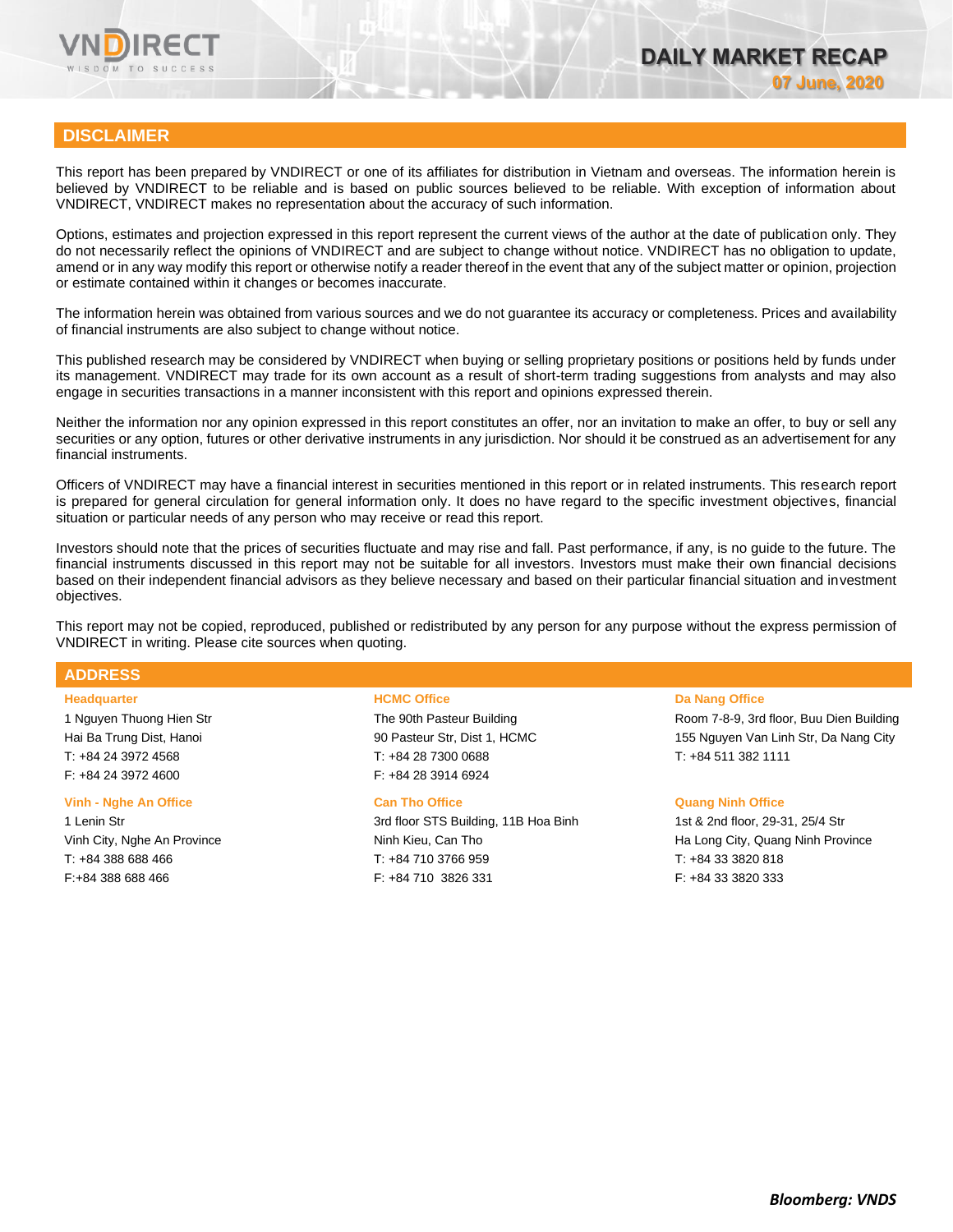## DISCLAIMER

This report has been prepared by VNDIRECT or one of its affiliates for distribution in Vietnam and overseas. The information herein is believed by VNDIRECT to be reliable and is based on public sources believed to be reliable. With exception of information about VNDIRECT, VNDIRECT makes no representation about the accuracy of such information.

Options, estimates and projection expressed in this report represent the current views of the author at the date of publication only. They do not necessarily reflect the opinions of VNDIRECT and are subject to change without notice. VNDIRECT has no obligation to update, amend or in any way modify this report or otherwise notify a reader thereof in the event that any of the subject matter or opinion, projection or estimate contained within it changes or becomes inaccurate.

The information herein was obtained from various sources and we do not guarantee its accuracy or completeness. Prices and availability of financial instruments are also subject to change without notice.

This published research may be considered by VNDIRECT when buying or selling proprietary positions or positions held by funds under its management. VNDIRECT may trade for its own account as a result of short-term trading suggestions from analysts and may also engage in securities transactions in a manner inconsistent with this report and opinions expressed therein.

Neither the information nor any opinion expressed in this report constitutes an offer, nor an invitation to make an offer, to buy or sell any securities or any option, futures or other derivative instruments in any jurisdiction. Nor should it be construed as an advertisement for any financial instruments.

Officers of VNDIRECT may have a financial interest in securities mentioned in this report or in related instruments. This research report is prepared for general circulation for general information only. It does no have regard to the specific investment objectives, financial situation or particular needs of any person who may receive or read this report.

Investors should note that the prices of securities fluctuate and may rise and fall. Past performance, if any, is no guide to the future. The financial instruments discussed in this report may not be suitable for all investors. Investors must make their own financial decisions based on their independent financial advisors as they believe necessary and based on their particular financial situation and investment objectives.

This report may not be copied, reproduced, published or redistributed by any person for any purpose without the express permission of VNDIRECT in writing. Please cite sources when quoting.

## ADDRESS

**Headquarter**
1 Nguyen Thuong Hien Str
Hai Ba Trung Dist, Hanoi
T: +84 24 3972 4568
F: +84 24 3972 4600

**HCMC Office**
The 90th Pasteur Building
90 Pasteur Str, Dist 1, HCMC
T: +84 28 7300 0688
F: +84 28 3914 6924

**Da Nang Office**
Room 7-8-9, 3rd floor, Buu Dien Building
155 Nguyen Van Linh Str, Da Nang City
T: +84 511 382 1111

**Vinh - Nghe An Office**
1 Lenin Str
Vinh City, Nghe An Province
T: +84 388 688 466
F:+84 388 688 466

**Can Tho Office**
3rd floor STS Building, 11B Hoa Binh
Ninh Kieu, Can Tho
T: +84 710 3766 959
F: +84 710 3826 331

**Quang Ninh Office**
1st & 2nd floor, 29-31, 25/4 Str
Ha Long City, Quang Ninh Province
T: +84 33 3820 818
F: +84 33 3820 333